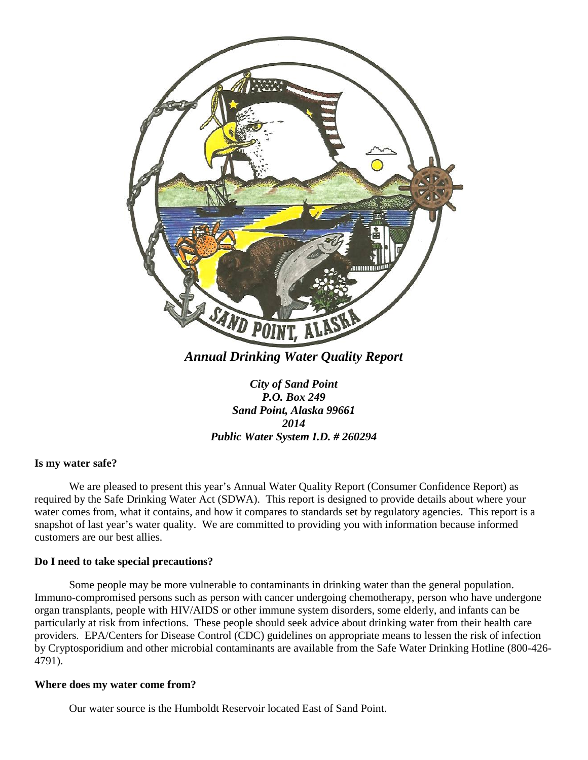# *Annual Drinking Water Quality Report*

***City of Sand Point***
***P.O. Box 249***
***Sand Point, Alaska 99661***
***2014***
***Public Water System I.D. # 260294***

**Is my water safe?**

We are pleased to present this year's Annual Water Quality Report (Consumer Confidence Report) as required by the Safe Drinking Water Act (SDWA). This report is designed to provide details about where your water comes from, what it contains, and how it compares to standards set by regulatory agencies. This report is a snapshot of last year's water quality. We are committed to providing you with information because informed customers are our best allies.

**Do I need to take special precautions?**

Some people may be more vulnerable to contaminants in drinking water than the general population. Immuno-compromised persons such as person with cancer undergoing chemotherapy, person who have undergone organ transplants, people with HIV/AIDS or other immune system disorders, some elderly, and infants can be particularly at risk from infections. These people should seek advice about drinking water from their health care providers. EPA/Centers for Disease Control (CDC) guidelines on appropriate means to lessen the risk of infection by Cryptosporidium and other microbial contaminants are available from the Safe Water Drinking Hotline (800-426-4791).

**Where does my water come from?**

Our water source is the Humboldt Reservoir located East of Sand Point.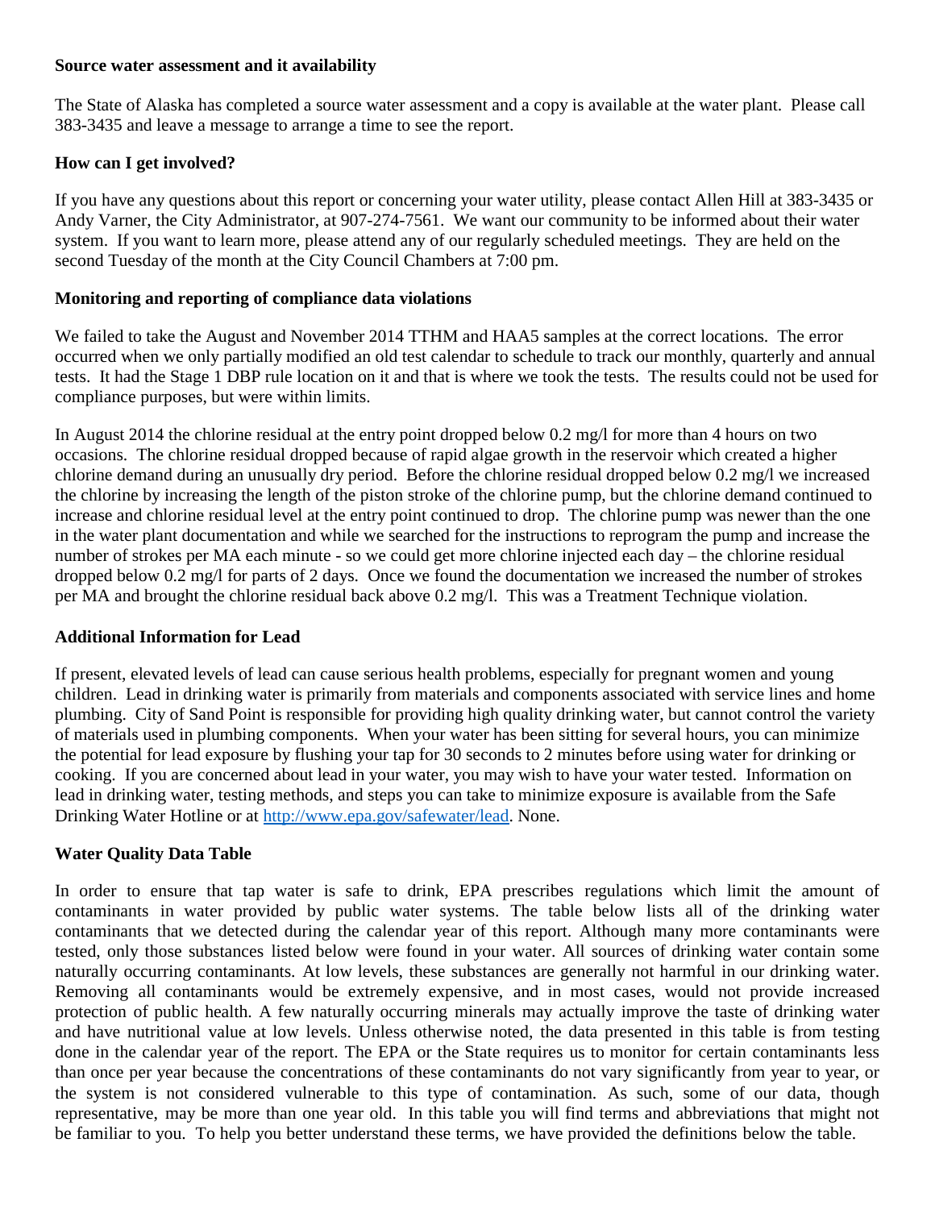**Source water assessment and it availability**

The State of Alaska has completed a source water assessment and a copy is available at the water plant. Please call 383-3435 and leave a message to arrange a time to see the report.

**How can I get involved?**

If you have any questions about this report or concerning your water utility, please contact Allen Hill at 383-3435 or Andy Varner, the City Administrator, at 907-274-7561. We want our community to be informed about their water system. If you want to learn more, please attend any of our regularly scheduled meetings. They are held on the second Tuesday of the month at the City Council Chambers at 7:00 pm.

**Monitoring and reporting of compliance data violations**

We failed to take the August and November 2014 TTHM and HAA5 samples at the correct locations. The error occurred when we only partially modified an old test calendar to schedule to track our monthly, quarterly and annual tests. It had the Stage 1 DBP rule location on it and that is where we took the tests. The results could not be used for compliance purposes, but were within limits.

In August 2014 the chlorine residual at the entry point dropped below 0.2 mg/l for more than 4 hours on two occasions. The chlorine residual dropped because of rapid algae growth in the reservoir which created a higher chlorine demand during an unusually dry period. Before the chlorine residual dropped below 0.2 mg/l we increased the chlorine by increasing the length of the piston stroke of the chlorine pump, but the chlorine demand continued to increase and chlorine residual level at the entry point continued to drop. The chlorine pump was newer than the one in the water plant documentation and while we searched for the instructions to reprogram the pump and increase the number of strokes per MA each minute - so we could get more chlorine injected each day – the chlorine residual dropped below 0.2 mg/l for parts of 2 days. Once we found the documentation we increased the number of strokes per MA and brought the chlorine residual back above 0.2 mg/l. This was a Treatment Technique violation.

**Additional Information for Lead**

If present, elevated levels of lead can cause serious health problems, especially for pregnant women and young children. Lead in drinking water is primarily from materials and components associated with service lines and home plumbing. City of Sand Point is responsible for providing high quality drinking water, but cannot control the variety of materials used in plumbing components. When your water has been sitting for several hours, you can minimize the potential for lead exposure by flushing your tap for 30 seconds to 2 minutes before using water for drinking or cooking. If you are concerned about lead in your water, you may wish to have your water tested. Information on lead in drinking water, testing methods, and steps you can take to minimize exposure is available from the Safe Drinking Water Hotline or at [http://www.epa.gov/safewater/lead](http://www.epa.gov/safewater/lead). None.

**Water Quality Data Table**

In order to ensure that tap water is safe to drink, EPA prescribes regulations which limit the amount of contaminants in water provided by public water systems. The table below lists all of the drinking water contaminants that we detected during the calendar year of this report. Although many more contaminants were tested, only those substances listed below were found in your water. All sources of drinking water contain some naturally occurring contaminants. At low levels, these substances are generally not harmful in our drinking water. Removing all contaminants would be extremely expensive, and in most cases, would not provide increased protection of public health. A few naturally occurring minerals may actually improve the taste of drinking water and have nutritional value at low levels. Unless otherwise noted, the data presented in this table is from testing done in the calendar year of the report. The EPA or the State requires us to monitor for certain contaminants less than once per year because the concentrations of these contaminants do not vary significantly from year to year, or the system is not considered vulnerable to this type of contamination. As such, some of our data, though representative, may be more than one year old. In this table you will find terms and abbreviations that might not be familiar to you. To help you better understand these terms, we have provided the definitions below the table.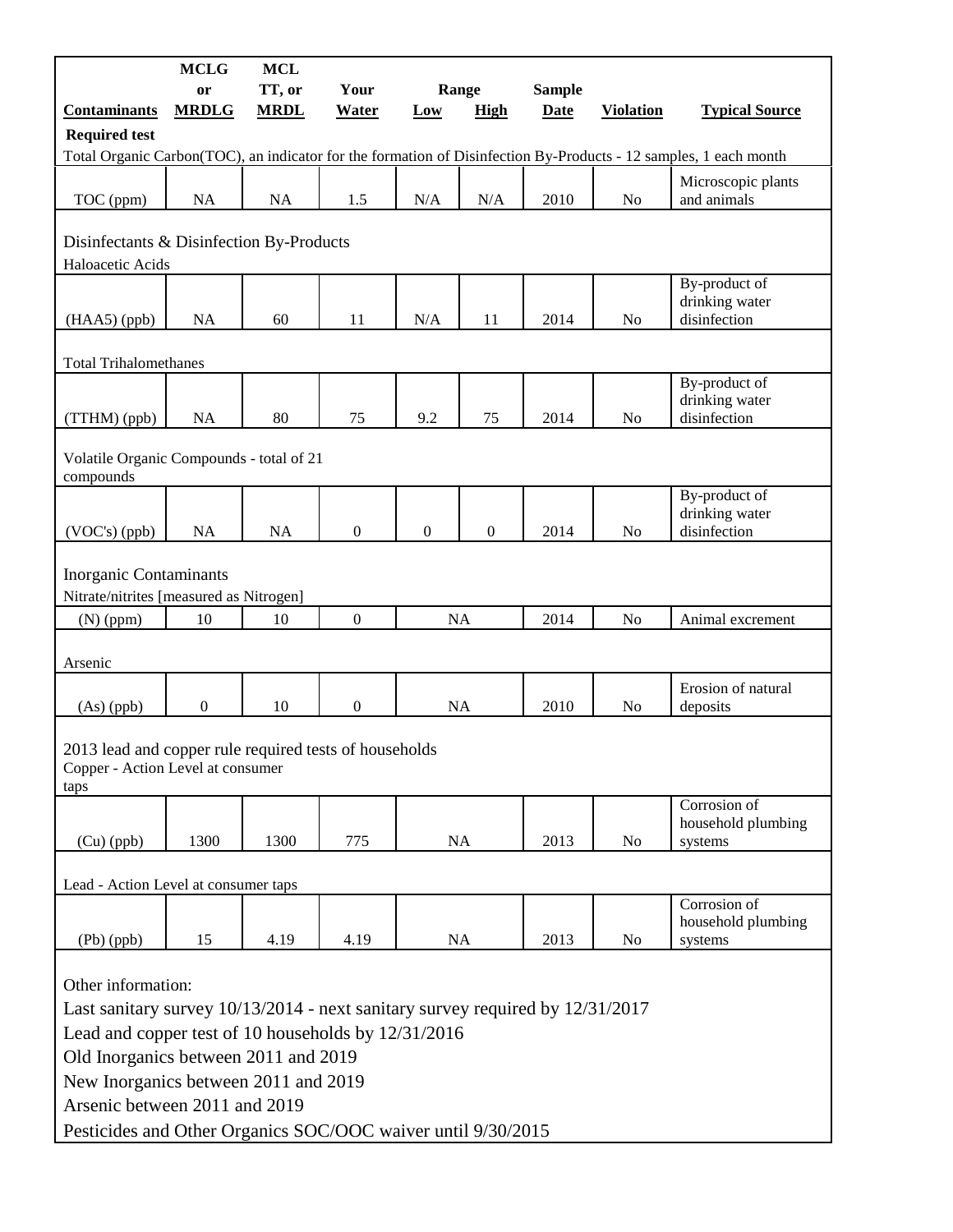| Contaminants | MCLG or MRDLG | MCL TT, or MRDL | Your Water | Range Low | Range High | Sample Date | Violation | Typical Source |
|---|---|---|---|---|---|---|---|---|
| **Required test** | | | | | | | | |
| Total Organic Carbon(TOC), an indicator for the formation of Disinfection By-Products - 12 samples, 1 each month | | | | | | | | |
| TOC (ppm) | NA | NA | 1.5 | N/A | N/A | 2010 | No | Microscopic plants and animals |
| Disinfectants & Disinfection By-Products | | | | | | | | |
| Haloacetic Acids | | | | | | | | |
| (HAA5) (ppb) | NA | 60 | 11 | N/A | 11 | 2014 | No | By-product of drinking water disinfection |
| Total Trihalomethanes | | | | | | | | |
| (TTHM) (ppb) | NA | 80 | 75 | 9.2 | 75 | 2014 | No | By-product of drinking water disinfection |
| Volatile Organic Compounds - total of 21 compounds | | | | | | | | |
| (VOC's) (ppb) | NA | NA | 0 | 0 | 0 | 2014 | No | By-product of drinking water disinfection |
| Inorganic Contaminants | | | | | | | | |
| Nitrate/nitrites [measured as Nitrogen] | | | | | | | | |
| (N) (ppm) | 10 | 10 | 0 | NA | | 2014 | No | Animal excrement |
| Arsenic | | | | | | | | |
| (As) (ppb) | 0 | 10 | 0 | NA | | 2010 | No | Erosion of natural deposits |
| 2013 lead and copper rule required tests of households | | | | | | | | |
| Copper - Action Level at consumer taps | | | | | | | | |
| (Cu) (ppb) | 1300 | 1300 | 775 | NA | | 2013 | No | Corrosion of household plumbing systems |
| Lead - Action Level at consumer taps | | | | | | | | |
| (Pb) (ppb) | 15 | 4.19 | 4.19 | NA | | 2013 | No | Corrosion of household plumbing systems |

Other information:

Last sanitary survey 10/13/2014 - next sanitary survey required by 12/31/2017

Lead and copper test of 10 households by 12/31/2016

Old Inorganics between 2011 and 2019

New Inorganics between 2011 and 2019

Arsenic between 2011 and 2019

Pesticides and Other Organics SOC/OOC waiver until 9/30/2015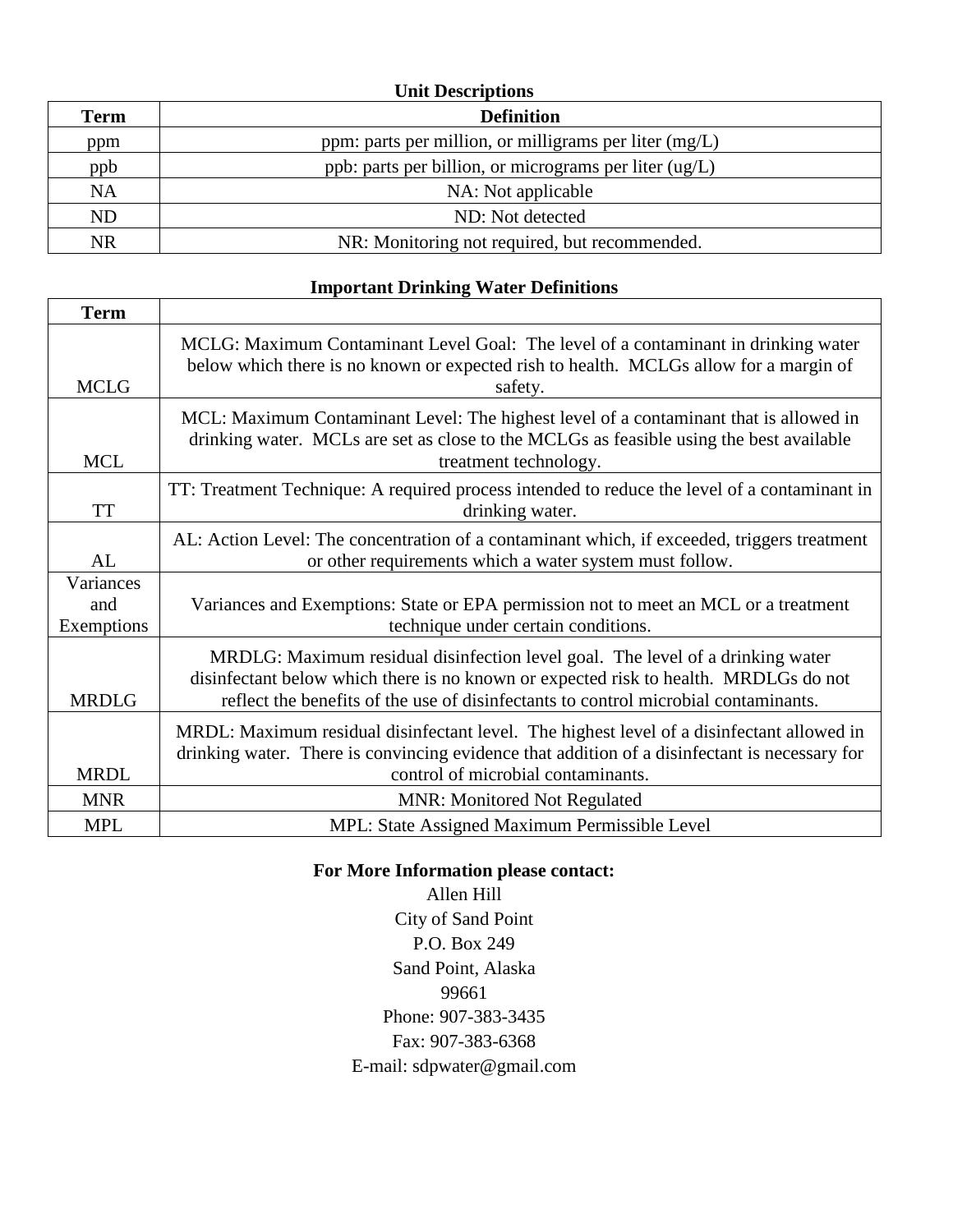**Unit Descriptions**

| Term | Definition |
|---|---|
| ppm | ppm: parts per million, or milligrams per liter (mg/L) |
| ppb | ppb: parts per billion, or micrograms per liter (ug/L) |
| NA | NA: Not applicable |
| ND | ND: Not detected |
| NR | NR: Monitoring not required, but recommended. |

**Important Drinking Water Definitions**

| Term | |
|---|---|
| MCLG | MCLG: Maximum Contaminant Level Goal: The level of a contaminant in drinking water below which there is no known or expected rish to health. MCLGs allow for a margin of safety. |
| MCL | MCL: Maximum Contaminant Level: The highest level of a contaminant that is allowed in drinking water. MCLs are set as close to the MCLGs as feasible using the best available treatment technology. |
| TT | TT: Treatment Technique: A required process intended to reduce the level of a contaminant in drinking water. |
| AL | AL: Action Level: The concentration of a contaminant which, if exceeded, triggers treatment or other requirements which a water system must follow. |
| Variances and Exemptions | Variances and Exemptions: State or EPA permission not to meet an MCL or a treatment technique under certain conditions. |
| MRDLG | MRDLG: Maximum residual disinfection level goal. The level of a drinking water disinfectant below which there is no known or expected risk to health. MRDLGs do not reflect the benefits of the use of disinfectants to control microbial contaminants. |
| MRDL | MRDL: Maximum residual disinfectant level. The highest level of a disinfectant allowed in drinking water. There is convincing evidence that addition of a disinfectant is necessary for control of microbial contaminants. |
| MNR | MNR: Monitored Not Regulated |
| MPL | MPL: State Assigned Maximum Permissible Level |

**For More Information please contact:**

Allen Hill
City of Sand Point
P.O. Box 249
Sand Point, Alaska
99661
Phone: 907-383-3435
Fax: 907-383-6368
E-mail: sdpwater@gmail.com